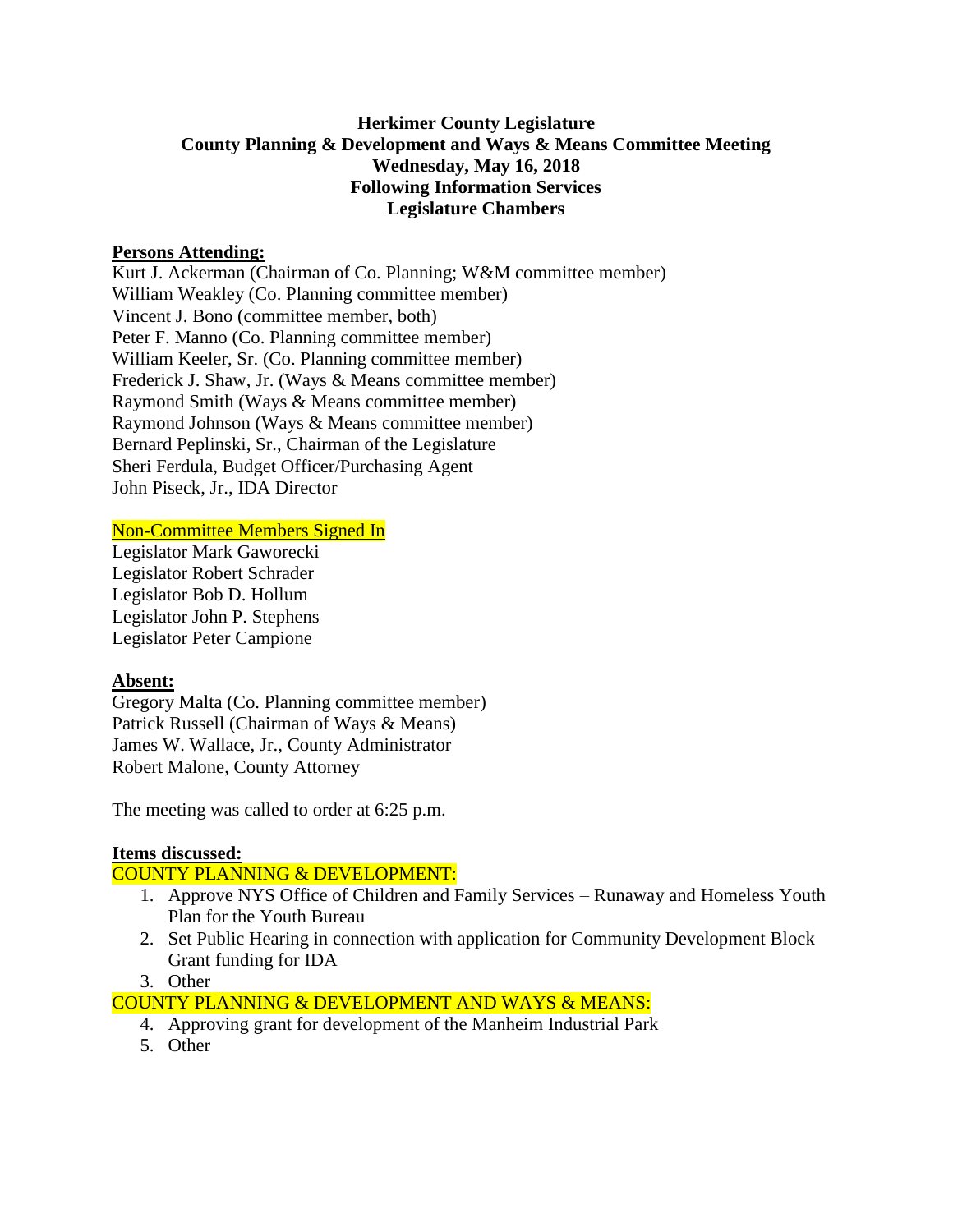**Herkimer County Legislature**
**County Planning & Development and Ways & Means Committee Meeting**
**Wednesday, May 16, 2018**
**Following Information Services**
**Legislature Chambers**

**Persons Attending:**

Kurt J. Ackerman (Chairman of Co. Planning; W&M committee member)
William Weakley (Co. Planning committee member)
Vincent J. Bono (committee member, both)
Peter F. Manno (Co. Planning committee member)
William Keeler, Sr. (Co. Planning committee member)
Frederick J. Shaw, Jr. (Ways & Means committee member)
Raymond Smith (Ways & Means committee member)
Raymond Johnson (Ways & Means committee member)
Bernard Peplinski, Sr., Chairman of the Legislature
Sheri Ferdula, Budget Officer/Purchasing Agent
John Piseck, Jr., IDA Director

Non-Committee Members Signed In

Legislator Mark Gaworecki
Legislator Robert Schrader
Legislator Bob D. Hollum
Legislator John P. Stephens
Legislator Peter Campione

**Absent:**

Gregory Malta (Co. Planning committee member)
Patrick Russell (Chairman of Ways & Means)
James W. Wallace, Jr., County Administrator
Robert Malone, County Attorney

The meeting was called to order at 6:25 p.m.

**Items discussed:**

COUNTY PLANNING & DEVELOPMENT:

1. Approve NYS Office of Children and Family Services – Runaway and Homeless Youth Plan for the Youth Bureau
2. Set Public Hearing in connection with application for Community Development Block Grant funding for IDA
3. Other

COUNTY PLANNING & DEVELOPMENT AND WAYS & MEANS:

4. Approving grant for development of the Manheim Industrial Park
5. Other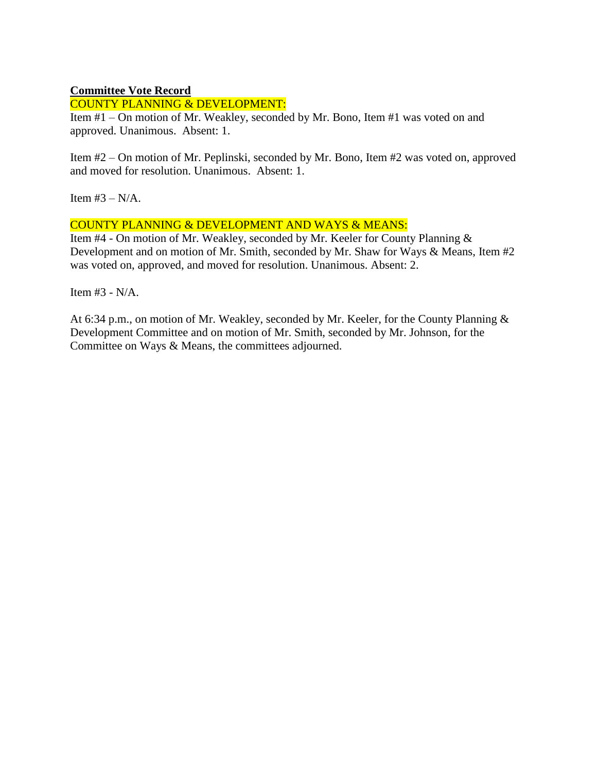**Committee Vote Record**

COUNTY PLANNING & DEVELOPMENT:

Item #1 – On motion of Mr. Weakley, seconded by Mr. Bono, Item #1 was voted on and approved. Unanimous. Absent: 1.

Item #2 – On motion of Mr. Peplinski, seconded by Mr. Bono, Item #2 was voted on, approved and moved for resolution. Unanimous. Absent: 1.

Item #3 – N/A.

COUNTY PLANNING & DEVELOPMENT AND WAYS & MEANS:

Item #4 - On motion of Mr. Weakley, seconded by Mr. Keeler for County Planning & Development and on motion of Mr. Smith, seconded by Mr. Shaw for Ways & Means, Item #2 was voted on, approved, and moved for resolution. Unanimous. Absent: 2.

Item #3 - N/A.

At 6:34 p.m., on motion of Mr. Weakley, seconded by Mr. Keeler, for the County Planning & Development Committee and on motion of Mr. Smith, seconded by Mr. Johnson, for the Committee on Ways & Means, the committees adjourned.